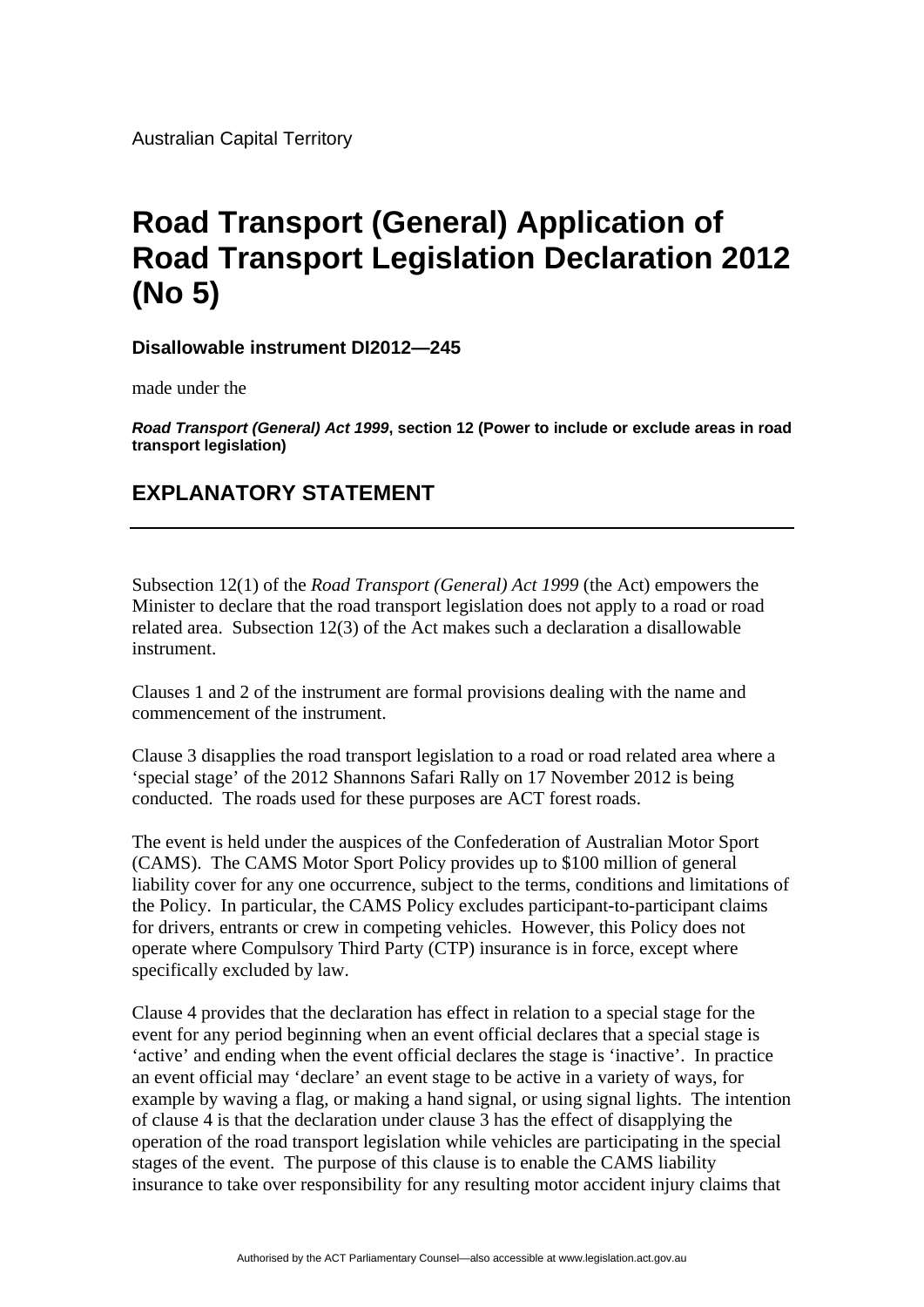Australian Capital Territory

# Road Transport (General) Application of Road Transport Legislation Declaration 2012 (No 5)

**Disallowable instrument DI2012—245**

made under the

***Road Transport (General) Act 1999*, section 12 (Power to include or exclude areas in road transport legislation)**

## EXPLANATORY STATEMENT

---

Subsection 12(1) of the *Road Transport (General) Act 1999* (the Act) empowers the Minister to declare that the road transport legislation does not apply to a road or road related area. Subsection 12(3) of the Act makes such a declaration a disallowable instrument.

Clauses 1 and 2 of the instrument are formal provisions dealing with the name and commencement of the instrument.

Clause 3 disapplies the road transport legislation to a road or road related area where a 'special stage' of the 2012 Shannons Safari Rally on 17 November 2012 is being conducted. The roads used for these purposes are ACT forest roads.

The event is held under the auspices of the Confederation of Australian Motor Sport (CAMS). The CAMS Motor Sport Policy provides up to $100 million of general liability cover for any one occurrence, subject to the terms, conditions and limitations of the Policy. In particular, the CAMS Policy excludes participant-to-participant claims for drivers, entrants or crew in competing vehicles. However, this Policy does not operate where Compulsory Third Party (CTP) insurance is in force, except where specifically excluded by law.

Clause 4 provides that the declaration has effect in relation to a special stage for the event for any period beginning when an event official declares that a special stage is 'active' and ending when the event official declares the stage is 'inactive'. In practice an event official may 'declare' an event stage to be active in a variety of ways, for example by waving a flag, or making a hand signal, or using signal lights. The intention of clause 4 is that the declaration under clause 3 has the effect of disapplying the operation of the road transport legislation while vehicles are participating in the special stages of the event. The purpose of this clause is to enable the CAMS liability insurance to take over responsibility for any resulting motor accident injury claims that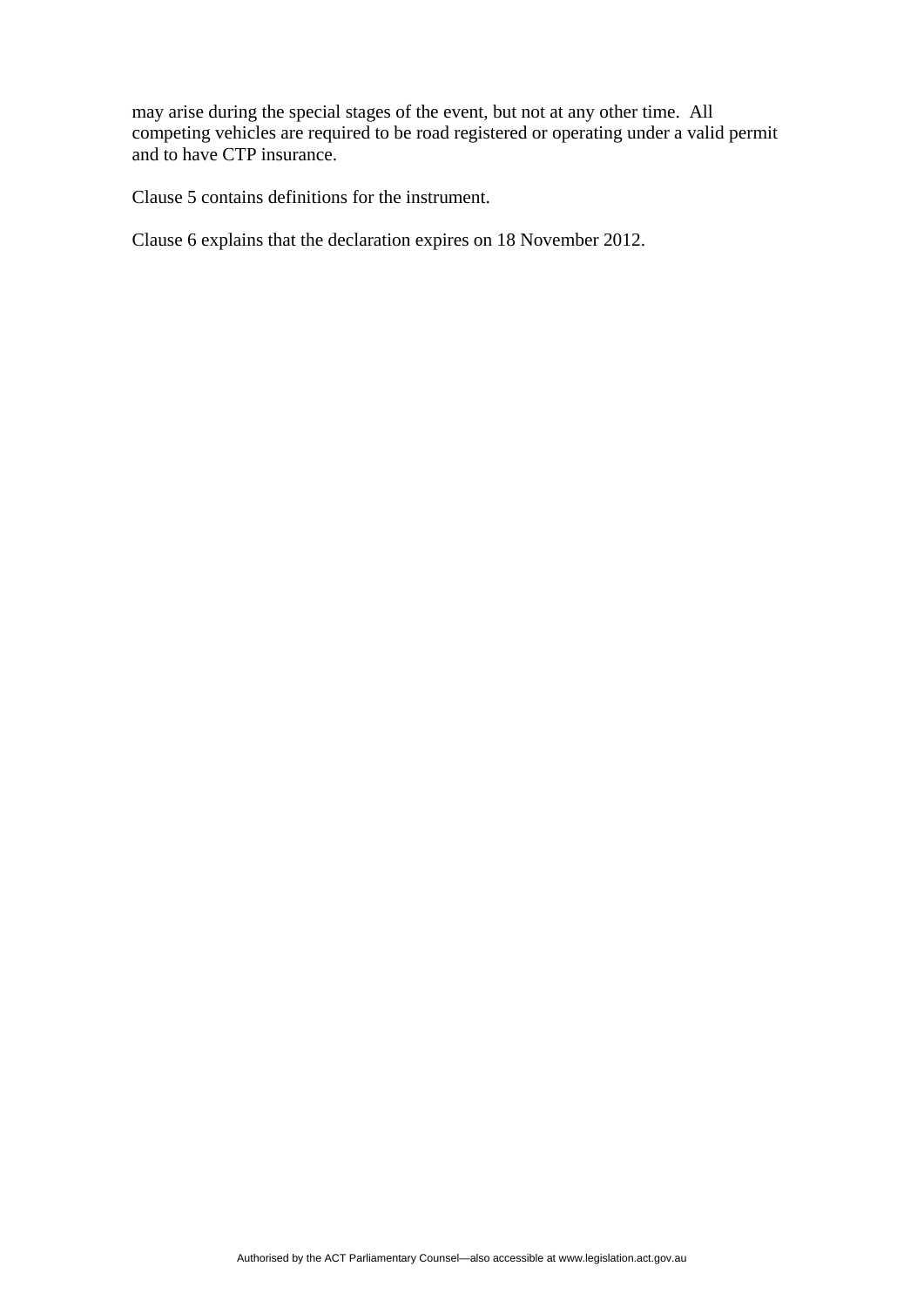may arise during the special stages of the event, but not at any other time. All competing vehicles are required to be road registered or operating under a valid permit and to have CTP insurance.

Clause 5 contains definitions for the instrument.

Clause 6 explains that the declaration expires on 18 November 2012.